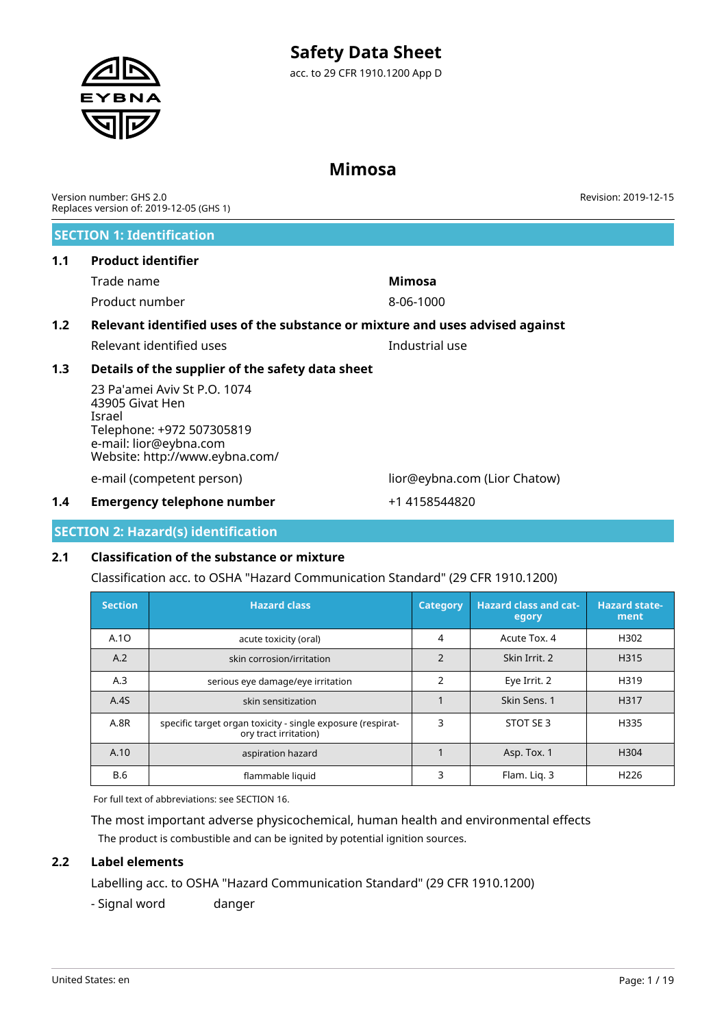# Safety Data Sheet

acc. to 29 CFR 1910.1200 App D

# Mimosa

Version number: GHS 2.0
Replaces version of: 2019-12-05 (GHS 1)

Revision: 2019-12-15

## SECTION 1: Identification

### 1.1 Product identifier

Trade name: **Mimosa**

Product number: 8-06-1000

### 1.2 Relevant identified uses of the substance or mixture and uses advised against

Relevant identified uses: Industrial use

### 1.3 Details of the supplier of the safety data sheet

23 Pa'amei Aviv St P.O. 1074
43905 Givat Hen
Israel
Telephone: +972 507305819
e-mail: lior@eybna.com
Website: http://www.eybna.com/

e-mail (competent person): lior@eybna.com (Lior Chatow)

### 1.4 Emergency telephone number

+1 4158544820

## SECTION 2: Hazard(s) identification

### 2.1 Classification of the substance or mixture

Classification acc. to OSHA "Hazard Communication Standard" (29 CFR 1910.1200)

| Section | Hazard class | Category | Hazard class and category | Hazard statement |
|---|---|---|---|---|
| A.1O | acute toxicity (oral) | 4 | Acute Tox. 4 | H302 |
| A.2 | skin corrosion/irritation | 2 | Skin Irrit. 2 | H315 |
| A.3 | serious eye damage/eye irritation | 2 | Eye Irrit. 2 | H319 |
| A.4S | skin sensitization | 1 | Skin Sens. 1 | H317 |
| A.8R | specific target organ toxicity - single exposure (respiratory tract irritation) | 3 | STOT SE 3 | H335 |
| A.10 | aspiration hazard | 1 | Asp. Tox. 1 | H304 |
| B.6 | flammable liquid | 3 | Flam. Liq. 3 | H226 |

For full text of abbreviations: see SECTION 16.

The most important adverse physicochemical, human health and environmental effects

The product is combustible and can be ignited by potential ignition sources.

### 2.2 Label elements

Labelling acc. to OSHA "Hazard Communication Standard" (29 CFR 1910.1200)

- Signal word: danger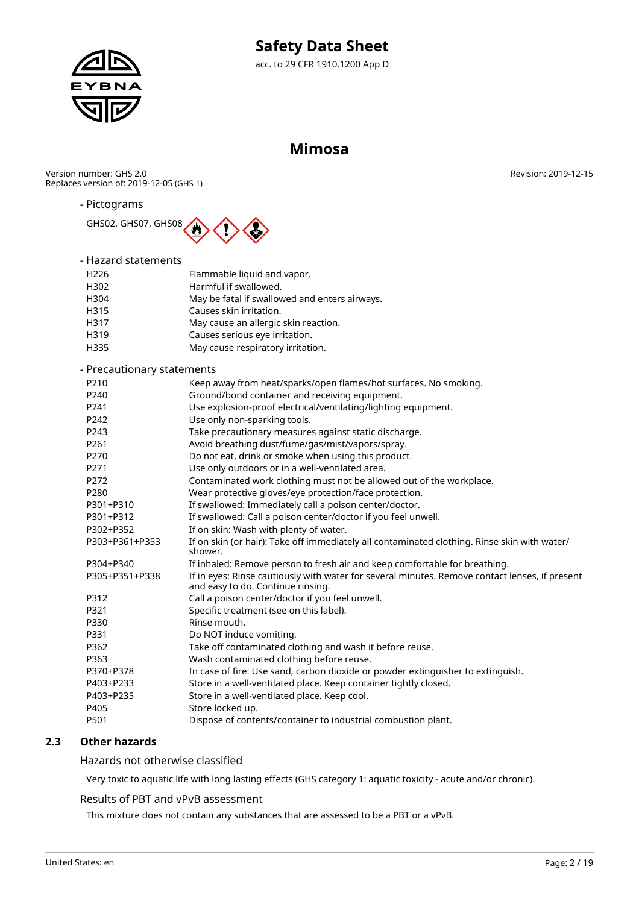- Pictograms

GHS02, GHS07, GHS08

- Hazard statements

| | |
|---|---|
| H226 | Flammable liquid and vapor. |
| H302 | Harmful if swallowed. |
| H304 | May be fatal if swallowed and enters airways. |
| H315 | Causes skin irritation. |
| H317 | May cause an allergic skin reaction. |
| H319 | Causes serious eye irritation. |
| H335 | May cause respiratory irritation. |

- Precautionary statements

| | |
|---|---|
| P210 | Keep away from heat/sparks/open flames/hot surfaces. No smoking. |
| P240 | Ground/bond container and receiving equipment. |
| P241 | Use explosion-proof electrical/ventilating/lighting equipment. |
| P242 | Use only non-sparking tools. |
| P243 | Take precautionary measures against static discharge. |
| P261 | Avoid breathing dust/fume/gas/mist/vapors/spray. |
| P270 | Do not eat, drink or smoke when using this product. |
| P271 | Use only outdoors or in a well-ventilated area. |
| P272 | Contaminated work clothing must not be allowed out of the workplace. |
| P280 | Wear protective gloves/eye protection/face protection. |
| P301+P310 | If swallowed: Immediately call a poison center/doctor. |
| P301+P312 | If swallowed: Call a poison center/doctor if you feel unwell. |
| P302+P352 | If on skin: Wash with plenty of water. |
| P303+P361+P353 | If on skin (or hair): Take off immediately all contaminated clothing. Rinse skin with water/shower. |
| P304+P340 | If inhaled: Remove person to fresh air and keep comfortable for breathing. |
| P305+P351+P338 | If in eyes: Rinse cautiously with water for several minutes. Remove contact lenses, if present and easy to do. Continue rinsing. |
| P312 | Call a poison center/doctor if you feel unwell. |
| P321 | Specific treatment (see on this label). |
| P330 | Rinse mouth. |
| P331 | Do NOT induce vomiting. |
| P362 | Take off contaminated clothing and wash it before reuse. |
| P363 | Wash contaminated clothing before reuse. |
| P370+P378 | In case of fire: Use sand, carbon dioxide or powder extinguisher to extinguish. |
| P403+P233 | Store in a well-ventilated place. Keep container tightly closed. |
| P403+P235 | Store in a well-ventilated place. Keep cool. |
| P405 | Store locked up. |
| P501 | Dispose of contents/container to industrial combustion plant. |

## 2.3 Other hazards

### Hazards not otherwise classified

Very toxic to aquatic life with long lasting effects (GHS category 1: aquatic toxicity - acute and/or chronic).

### Results of PBT and vPvB assessment

This mixture does not contain any substances that are assessed to be a PBT or a vPvB.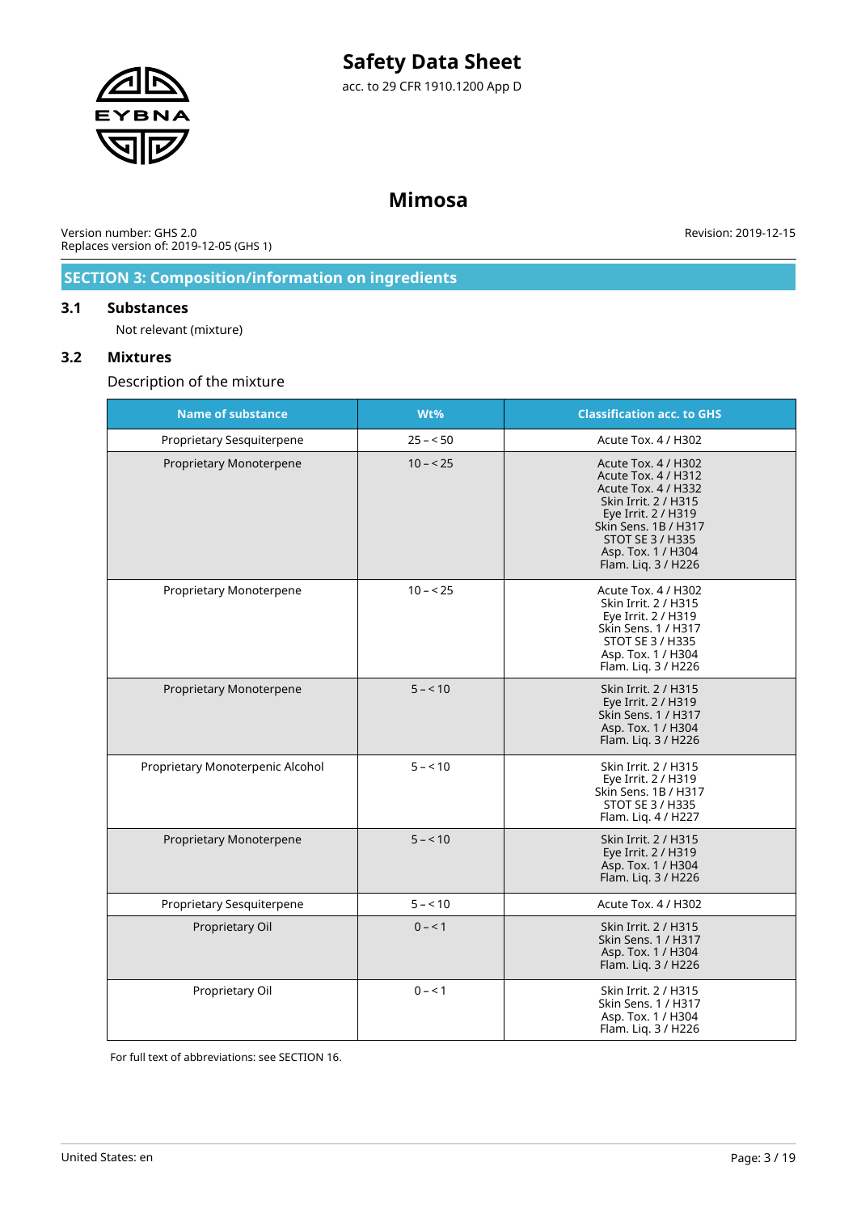# Safety Data Sheet

acc. to 29 CFR 1910.1200 App D

# Mimosa

Version number: GHS 2.0
Replaces version of: 2019-12-05 (GHS 1)

Revision: 2019-12-15

## SECTION 3: Composition/information on ingredients

### 3.1 Substances

Not relevant (mixture)

### 3.2 Mixtures

Description of the mixture

| Name of substance | Wt% | Classification acc. to GHS |
|---|---|---|
| Proprietary Sesquiterpene | 25 – < 50 | Acute Tox. 4 / H302 |
| Proprietary Monoterpene | 10 – < 25 | Acute Tox. 4 / H302<br>Acute Tox. 4 / H312<br>Acute Tox. 4 / H332<br>Skin Irrit. 2 / H315<br>Eye Irrit. 2 / H319<br>Skin Sens. 1B / H317<br>STOT SE 3 / H335<br>Asp. Tox. 1 / H304<br>Flam. Liq. 3 / H226 |
| Proprietary Monoterpene | 10 – < 25 | Acute Tox. 4 / H302<br>Skin Irrit. 2 / H315<br>Eye Irrit. 2 / H319<br>Skin Sens. 1 / H317<br>STOT SE 3 / H335<br>Asp. Tox. 1 / H304<br>Flam. Liq. 3 / H226 |
| Proprietary Monoterpene | 5 – < 10 | Skin Irrit. 2 / H315<br>Eye Irrit. 2 / H319<br>Skin Sens. 1 / H317<br>Asp. Tox. 1 / H304<br>Flam. Liq. 3 / H226 |
| Proprietary Monoterpenic Alcohol | 5 – < 10 | Skin Irrit. 2 / H315<br>Eye Irrit. 2 / H319<br>Skin Sens. 1B / H317<br>STOT SE 3 / H335<br>Flam. Liq. 4 / H227 |
| Proprietary Monoterpene | 5 – < 10 | Skin Irrit. 2 / H315<br>Eye Irrit. 2 / H319<br>Asp. Tox. 1 / H304<br>Flam. Liq. 3 / H226 |
| Proprietary Sesquiterpene | 5 – < 10 | Acute Tox. 4 / H302 |
| Proprietary Oil | 0 – < 1 | Skin Irrit. 2 / H315<br>Skin Sens. 1 / H317<br>Asp. Tox. 1 / H304<br>Flam. Liq. 3 / H226 |
| Proprietary Oil | 0 – < 1 | Skin Irrit. 2 / H315<br>Skin Sens. 1 / H317<br>Asp. Tox. 1 / H304<br>Flam. Liq. 3 / H226 |

For full text of abbreviations: see SECTION 16.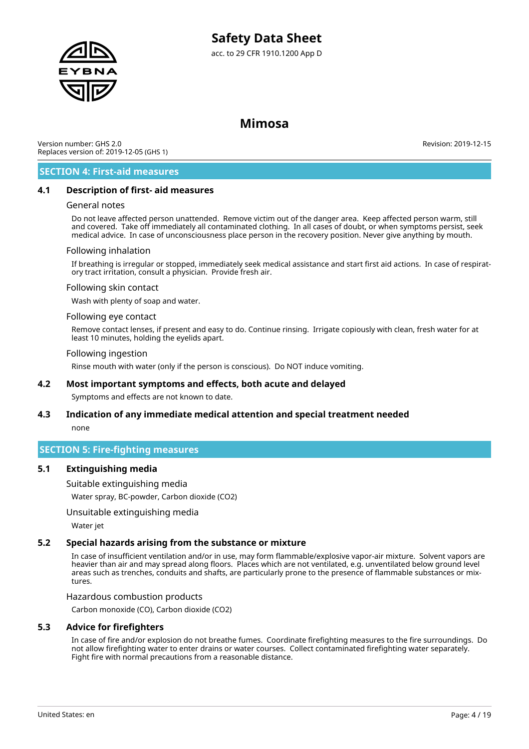## SECTION 4: First-aid measures

### 4.1 Description of first- aid measures

General notes

Do not leave affected person unattended. Remove victim out of the danger area. Keep affected person warm, still and covered. Take off immediately all contaminated clothing. In all cases of doubt, or when symptoms persist, seek medical advice. In case of unconsciousness place person in the recovery position. Never give anything by mouth.

Following inhalation

If breathing is irregular or stopped, immediately seek medical assistance and start first aid actions. In case of respiratory tract irritation, consult a physician. Provide fresh air.

Following skin contact

Wash with plenty of soap and water.

Following eye contact

Remove contact lenses, if present and easy to do. Continue rinsing. Irrigate copiously with clean, fresh water for at least 10 minutes, holding the eyelids apart.

Following ingestion

Rinse mouth with water (only if the person is conscious). Do NOT induce vomiting.

### 4.2 Most important symptoms and effects, both acute and delayed

Symptoms and effects are not known to date.

### 4.3 Indication of any immediate medical attention and special treatment needed

none

## SECTION 5: Fire-fighting measures

### 5.1 Extinguishing media

Suitable extinguishing media

Water spray, BC-powder, Carbon dioxide ($CO_2$)

Unsuitable extinguishing media

Water jet

### 5.2 Special hazards arising from the substance or mixture

In case of insufficient ventilation and/or in use, may form flammable/explosive vapor-air mixture. Solvent vapors are heavier than air and may spread along floors. Places which are not ventilated, e.g. unventilated below ground level areas such as trenches, conduits and shafts, are particularly prone to the presence of flammable substances or mixtures.

Hazardous combustion products

Carbon monoxide (CO), Carbon dioxide ($CO_2$)

### 5.3 Advice for firefighters

In case of fire and/or explosion do not breathe fumes. Coordinate firefighting measures to the fire surroundings. Do not allow firefighting water to enter drains or water courses. Collect contaminated firefighting water separately. Fight fire with normal precautions from a reasonable distance.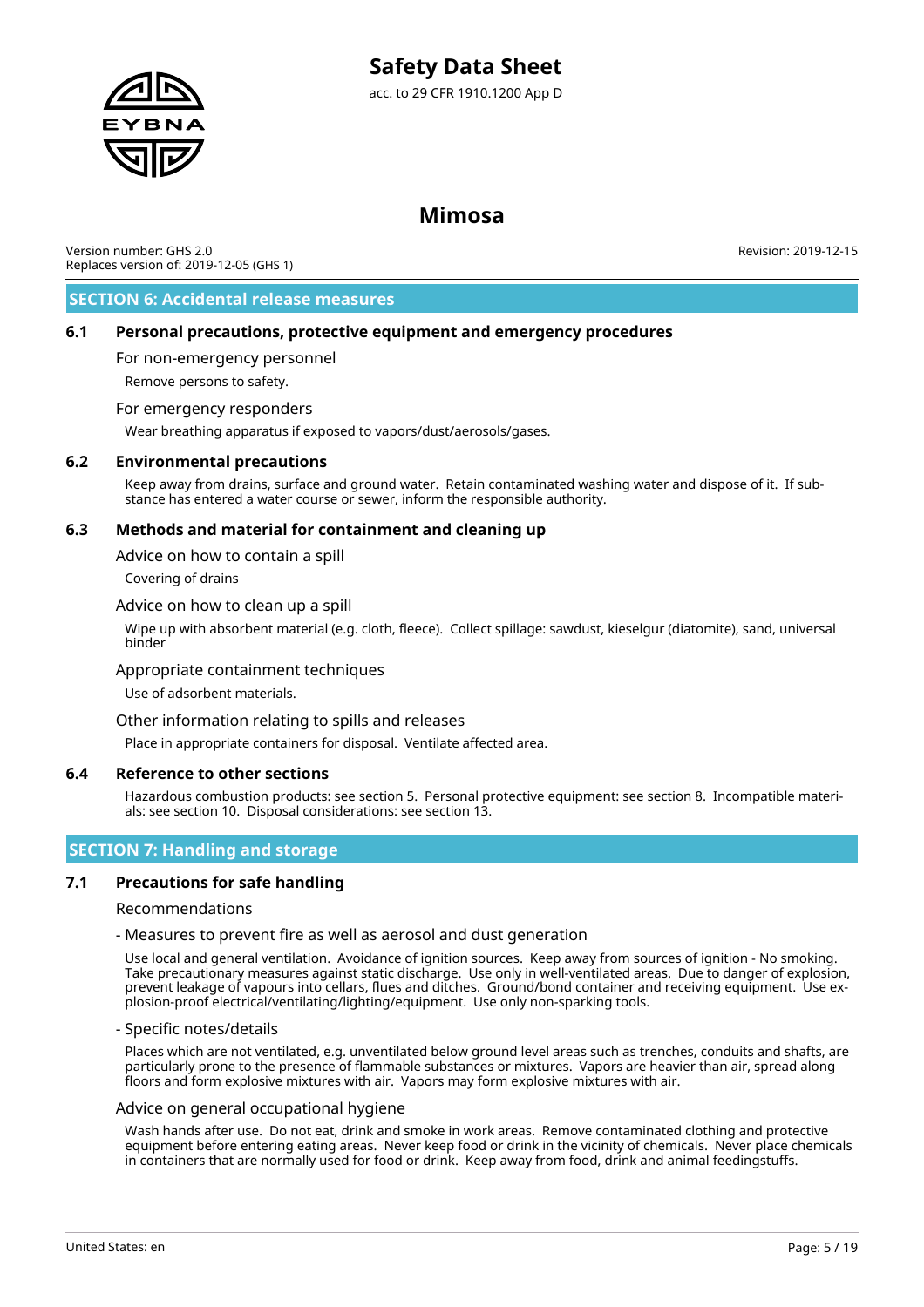## SECTION 6: Accidental release measures

### 6.1 Personal precautions, protective equipment and emergency procedures

For non-emergency personnel

Remove persons to safety.

For emergency responders

Wear breathing apparatus if exposed to vapors/dust/aerosols/gases.

### 6.2 Environmental precautions

Keep away from drains, surface and ground water. Retain contaminated washing water and dispose of it. If substance has entered a water course or sewer, inform the responsible authority.

### 6.3 Methods and material for containment and cleaning up

Advice on how to contain a spill

Covering of drains

Advice on how to clean up a spill

Wipe up with absorbent material (e.g. cloth, fleece). Collect spillage: sawdust, kieselgur (diatomite), sand, universal binder

Appropriate containment techniques

Use of adsorbent materials.

Other information relating to spills and releases

Place in appropriate containers for disposal. Ventilate affected area.

### 6.4 Reference to other sections

Hazardous combustion products: see section 5. Personal protective equipment: see section 8. Incompatible materials: see section 10. Disposal considerations: see section 13.

## SECTION 7: Handling and storage

### 7.1 Precautions for safe handling

Recommendations

- Measures to prevent fire as well as aerosol and dust generation

Use local and general ventilation. Avoidance of ignition sources. Keep away from sources of ignition - No smoking. Take precautionary measures against static discharge. Use only in well-ventilated areas. Due to danger of explosion, prevent leakage of vapours into cellars, flues and ditches. Ground/bond container and receiving equipment. Use explosion-proof electrical/ventilating/lighting/equipment. Use only non-sparking tools.

- Specific notes/details

Places which are not ventilated, e.g. unventilated below ground level areas such as trenches, conduits and shafts, are particularly prone to the presence of flammable substances or mixtures. Vapors are heavier than air, spread along floors and form explosive mixtures with air. Vapors may form explosive mixtures with air.

Advice on general occupational hygiene

Wash hands after use. Do not eat, drink and smoke in work areas. Remove contaminated clothing and protective equipment before entering eating areas. Never keep food or drink in the vicinity of chemicals. Never place chemicals in containers that are normally used for food or drink. Keep away from food, drink and animal feedingstuffs.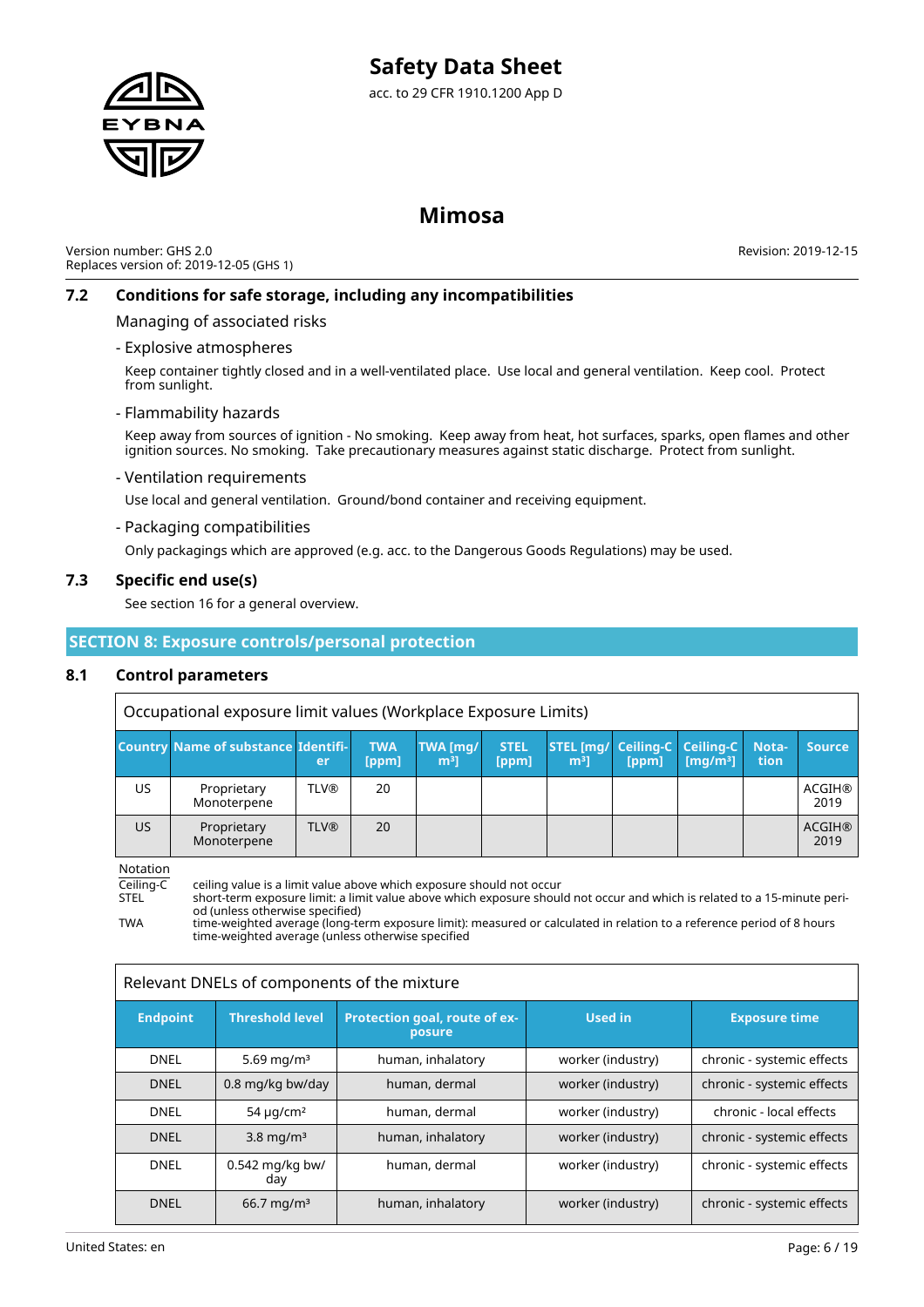### 7.2 Conditions for safe storage, including any incompatibilities

Managing of associated risks

- Explosive atmospheres

Keep container tightly closed and in a well-ventilated place. Use local and general ventilation. Keep cool. Protect from sunlight.

- Flammability hazards

Keep away from sources of ignition - No smoking. Keep away from heat, hot surfaces, sparks, open flames and other ignition sources. No smoking. Take precautionary measures against static discharge. Protect from sunlight.

- Ventilation requirements

Use local and general ventilation. Ground/bond container and receiving equipment.

- Packaging compatibilities

Only packagings which are approved (e.g. acc. to the Dangerous Goods Regulations) may be used.

### 7.3 Specific end use(s)

See section 16 for a general overview.

## SECTION 8: Exposure controls/personal protection

### 8.1 Control parameters

Occupational exposure limit values (Workplace Exposure Limits)

| Country | Name of substance | Identifier | TWA [ppm] | TWA [mg/m³] | STEL [ppm] | STEL [mg/m³] | Ceiling-C [ppm] | Ceiling-C [mg/m³] | Notation | Source |
|---|---|---|---|---|---|---|---|---|---|---|
| US | Proprietary Monoterpene | TLV® | 20 | | | | | | | ACGIH® 2019 |
| US | Proprietary Monoterpene | TLV® | 20 | | | | | | | ACGIH® 2019 |

Notation

- Ceiling-C: ceiling value is a limit value above which exposure should not occur
- STEL: short-term exposure limit: a limit value above which exposure should not occur and which is related to a 15-minute period (unless otherwise specified)
- TWA: time-weighted average (long-term exposure limit): measured or calculated in relation to a reference period of 8 hours time-weighted average (unless otherwise specified

Relevant DNELs of components of the mixture

| Endpoint | Threshold level | Protection goal, route of exposure | Used in | Exposure time |
|---|---|---|---|---|
| DNEL | 5.69 mg/m³ | human, inhalatory | worker (industry) | chronic - systemic effects |
| DNEL | 0.8 mg/kg bw/day | human, dermal | worker (industry) | chronic - systemic effects |
| DNEL | 54 µg/cm² | human, dermal | worker (industry) | chronic - local effects |
| DNEL | 3.8 mg/m³ | human, inhalatory | worker (industry) | chronic - systemic effects |
| DNEL | 0.542 mg/kg bw/day | human, dermal | worker (industry) | chronic - systemic effects |
| DNEL | 66.7 mg/m³ | human, inhalatory | worker (industry) | chronic - systemic effects |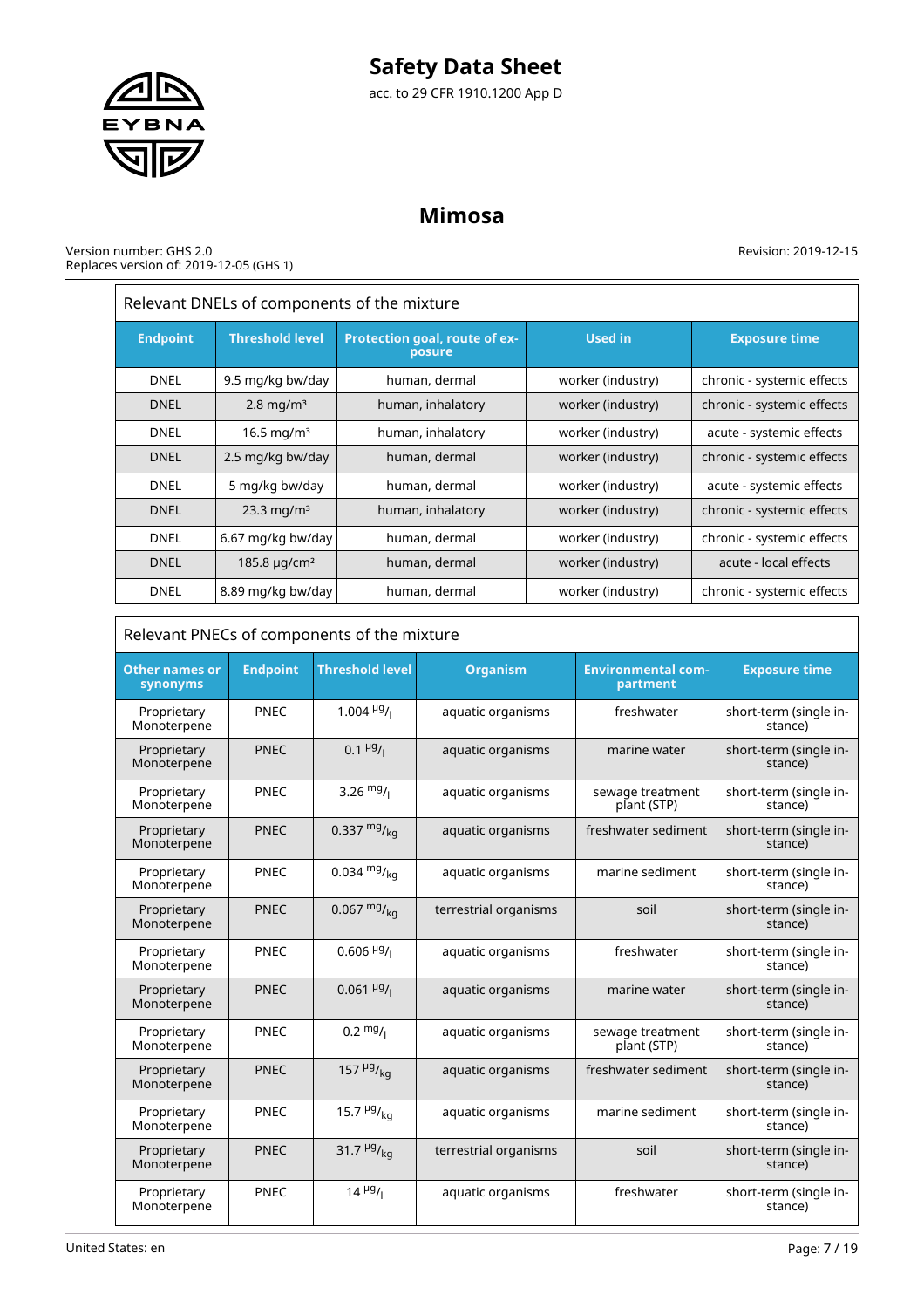# Safety Data Sheet

acc. to 29 CFR 1910.1200 App D

# Mimosa

Version number: GHS 2.0
Replaces version of: 2019-12-05 (GHS 1)

Revision: 2019-12-15

| Relevant DNELs of components of the mixture | | | | |
|---|---|---|---|---|
| **Endpoint** | **Threshold level** | **Protection goal, route of exposure** | **Used in** | **Exposure time** |
| DNEL | 9.5 mg/kg bw/day | human, dermal | worker (industry) | chronic - systemic effects |
| DNEL | 2.8 mg/m³ | human, inhalatory | worker (industry) | chronic - systemic effects |
| DNEL | 16.5 mg/m³ | human, inhalatory | worker (industry) | acute - systemic effects |
| DNEL | 2.5 mg/kg bw/day | human, dermal | worker (industry) | chronic - systemic effects |
| DNEL | 5 mg/kg bw/day | human, dermal | worker (industry) | acute - systemic effects |
| DNEL | 23.3 mg/m³ | human, inhalatory | worker (industry) | chronic - systemic effects |
| DNEL | 6.67 mg/kg bw/day | human, dermal | worker (industry) | chronic - systemic effects |
| DNEL | 185.8 µg/cm² | human, dermal | worker (industry) | acute - local effects |
| DNEL | 8.89 mg/kg bw/day | human, dermal | worker (industry) | chronic - systemic effects |

| Relevant PNECs of components of the mixture | | | | | |
|---|---|---|---|---|---|
| **Other names or synonyms** | **Endpoint** | **Threshold level** | **Organism** | **Environmental compartment** | **Exposure time** |
| Proprietary Monoterpene | PNEC | 1.004 µg/l | aquatic organisms | freshwater | short-term (single instance) |
| Proprietary Monoterpene | PNEC | 0.1 µg/l | aquatic organisms | marine water | short-term (single instance) |
| Proprietary Monoterpene | PNEC | 3.26 mg/l | aquatic organisms | sewage treatment plant (STP) | short-term (single instance) |
| Proprietary Monoterpene | PNEC | 0.337 mg/kg | aquatic organisms | freshwater sediment | short-term (single instance) |
| Proprietary Monoterpene | PNEC | 0.034 mg/kg | aquatic organisms | marine sediment | short-term (single instance) |
| Proprietary Monoterpene | PNEC | 0.067 mg/kg | terrestrial organisms | soil | short-term (single instance) |
| Proprietary Monoterpene | PNEC | 0.606 µg/l | aquatic organisms | freshwater | short-term (single instance) |
| Proprietary Monoterpene | PNEC | 0.061 µg/l | aquatic organisms | marine water | short-term (single instance) |
| Proprietary Monoterpene | PNEC | 0.2 mg/l | aquatic organisms | sewage treatment plant (STP) | short-term (single instance) |
| Proprietary Monoterpene | PNEC | 157 µg/kg | aquatic organisms | freshwater sediment | short-term (single instance) |
| Proprietary Monoterpene | PNEC | 15.7 µg/kg | aquatic organisms | marine sediment | short-term (single instance) |
| Proprietary Monoterpene | PNEC | 31.7 µg/kg | terrestrial organisms | soil | short-term (single instance) |
| Proprietary Monoterpene | PNEC | 14 µg/l | aquatic organisms | freshwater | short-term (single instance) |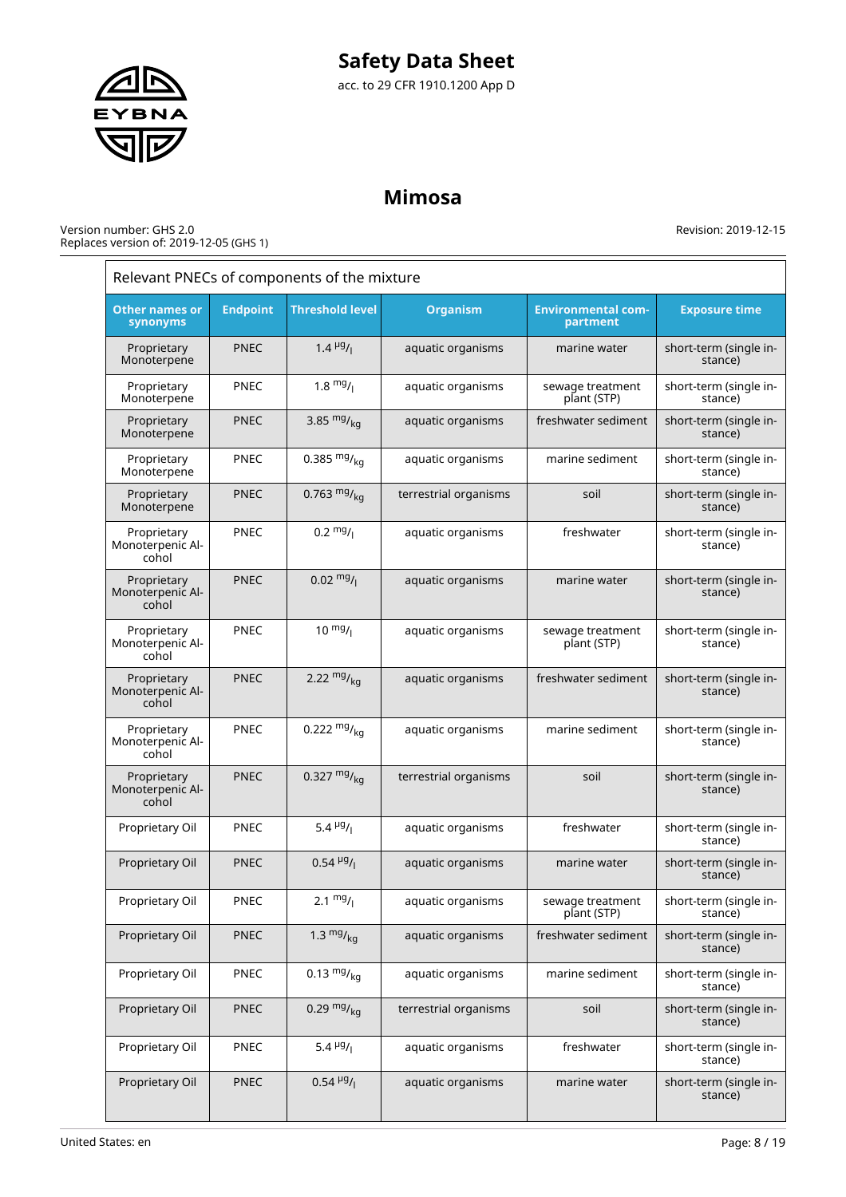| Relevant PNECs of components of the mixture | | | | | |
|---|---|---|---|---|---|
| **Other names or synonyms** | **Endpoint** | **Threshold level** | **Organism** | **Environmental compartment** | **Exposure time** |
| Proprietary Monoterpene | PNEC | 1.4 $^{µg}/_{l}$ | aquatic organisms | marine water | short-term (single instance) |
| Proprietary Monoterpene | PNEC | 1.8 $^{mg}/_{l}$ | aquatic organisms | sewage treatment plant (STP) | short-term (single instance) |
| Proprietary Monoterpene | PNEC | 3.85 $^{mg}/_{kg}$ | aquatic organisms | freshwater sediment | short-term (single instance) |
| Proprietary Monoterpene | PNEC | 0.385 $^{mg}/_{kg}$ | aquatic organisms | marine sediment | short-term (single instance) |
| Proprietary Monoterpene | PNEC | 0.763 $^{mg}/_{kg}$ | terrestrial organisms | soil | short-term (single instance) |
| Proprietary Monoterpenic Alcohol | PNEC | 0.2 $^{mg}/_{l}$ | aquatic organisms | freshwater | short-term (single instance) |
| Proprietary Monoterpenic Alcohol | PNEC | 0.02 $^{mg}/_{l}$ | aquatic organisms | marine water | short-term (single instance) |
| Proprietary Monoterpenic Alcohol | PNEC | 10 $^{mg}/_{l}$ | aquatic organisms | sewage treatment plant (STP) | short-term (single instance) |
| Proprietary Monoterpenic Alcohol | PNEC | 2.22 $^{mg}/_{kg}$ | aquatic organisms | freshwater sediment | short-term (single instance) |
| Proprietary Monoterpenic Alcohol | PNEC | 0.222 $^{mg}/_{kg}$ | aquatic organisms | marine sediment | short-term (single instance) |
| Proprietary Monoterpenic Alcohol | PNEC | 0.327 $^{mg}/_{kg}$ | terrestrial organisms | soil | short-term (single instance) |
| Proprietary Oil | PNEC | 5.4 $^{µg}/_{l}$ | aquatic organisms | freshwater | short-term (single instance) |
| Proprietary Oil | PNEC | 0.54 $^{µg}/_{l}$ | aquatic organisms | marine water | short-term (single instance) |
| Proprietary Oil | PNEC | 2.1 $^{mg}/_{l}$ | aquatic organisms | sewage treatment plant (STP) | short-term (single instance) |
| Proprietary Oil | PNEC | 1.3 $^{mg}/_{kg}$ | aquatic organisms | freshwater sediment | short-term (single instance) |
| Proprietary Oil | PNEC | 0.13 $^{mg}/_{kg}$ | aquatic organisms | marine sediment | short-term (single instance) |
| Proprietary Oil | PNEC | 0.29 $^{mg}/_{kg}$ | terrestrial organisms | soil | short-term (single instance) |
| Proprietary Oil | PNEC | 5.4 $^{µg}/_{l}$ | aquatic organisms | freshwater | short-term (single instance) |
| Proprietary Oil | PNEC | 0.54 $^{µg}/_{l}$ | aquatic organisms | marine water | short-term (single instance) |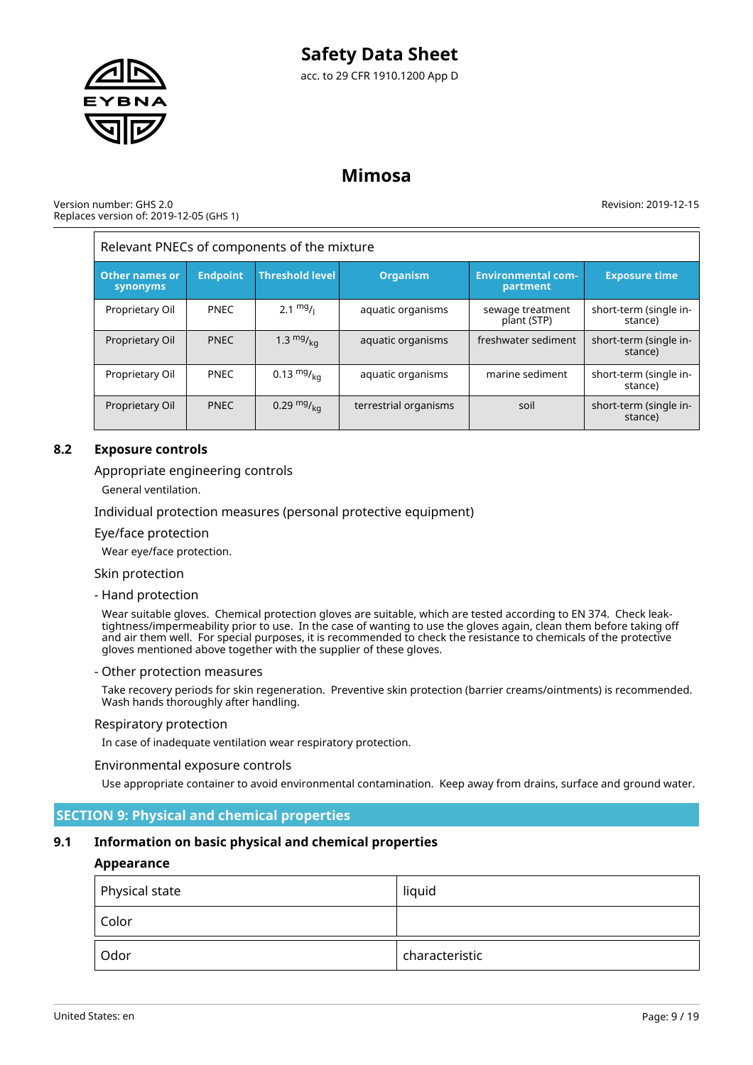| Relevant PNECs of components of the mixture | | | | | |
|---|---|---|---|---|---|
| **Other names or synonyms** | **Endpoint** | **Threshold level** | **Organism** | **Environmental compartment** | **Exposure time** |
| Proprietary Oil | PNEC | 2.1 $^{mg}/_{l}$ | aquatic organisms | sewage treatment plant (STP) | short-term (single instance) |
| Proprietary Oil | PNEC | 1.3 $^{mg}/_{kg}$ | aquatic organisms | freshwater sediment | short-term (single instance) |
| Proprietary Oil | PNEC | 0.13 $^{mg}/_{kg}$ | aquatic organisms | marine sediment | short-term (single instance) |
| Proprietary Oil | PNEC | 0.29 $^{mg}/_{kg}$ | terrestrial organisms | soil | short-term (single instance) |

### 8.2 Exposure controls

**Appropriate engineering controls**

General ventilation.

**Individual protection measures (personal protective equipment)**

**Eye/face protection**

Wear eye/face protection.

**Skin protection**

**- Hand protection**

Wear suitable gloves. Chemical protection gloves are suitable, which are tested according to EN 374. Check leak-tightness/impermeability prior to use. In the case of wanting to use the gloves again, clean them before taking off and air them well. For special purposes, it is recommended to check the resistance to chemicals of the protective gloves mentioned above together with the supplier of these gloves.

**- Other protection measures**

Take recovery periods for skin regeneration. Preventive skin protection (barrier creams/ointments) is recommended. Wash hands thoroughly after handling.

**Respiratory protection**

In case of inadequate ventilation wear respiratory protection.

**Environmental exposure controls**

Use appropriate container to avoid environmental contamination. Keep away from drains, surface and ground water.

## SECTION 9: Physical and chemical properties

### 9.1 Information on basic physical and chemical properties

**Appearance**

| Physical state | liquid |
|---|---|
| Color | |
| Odor | characteristic |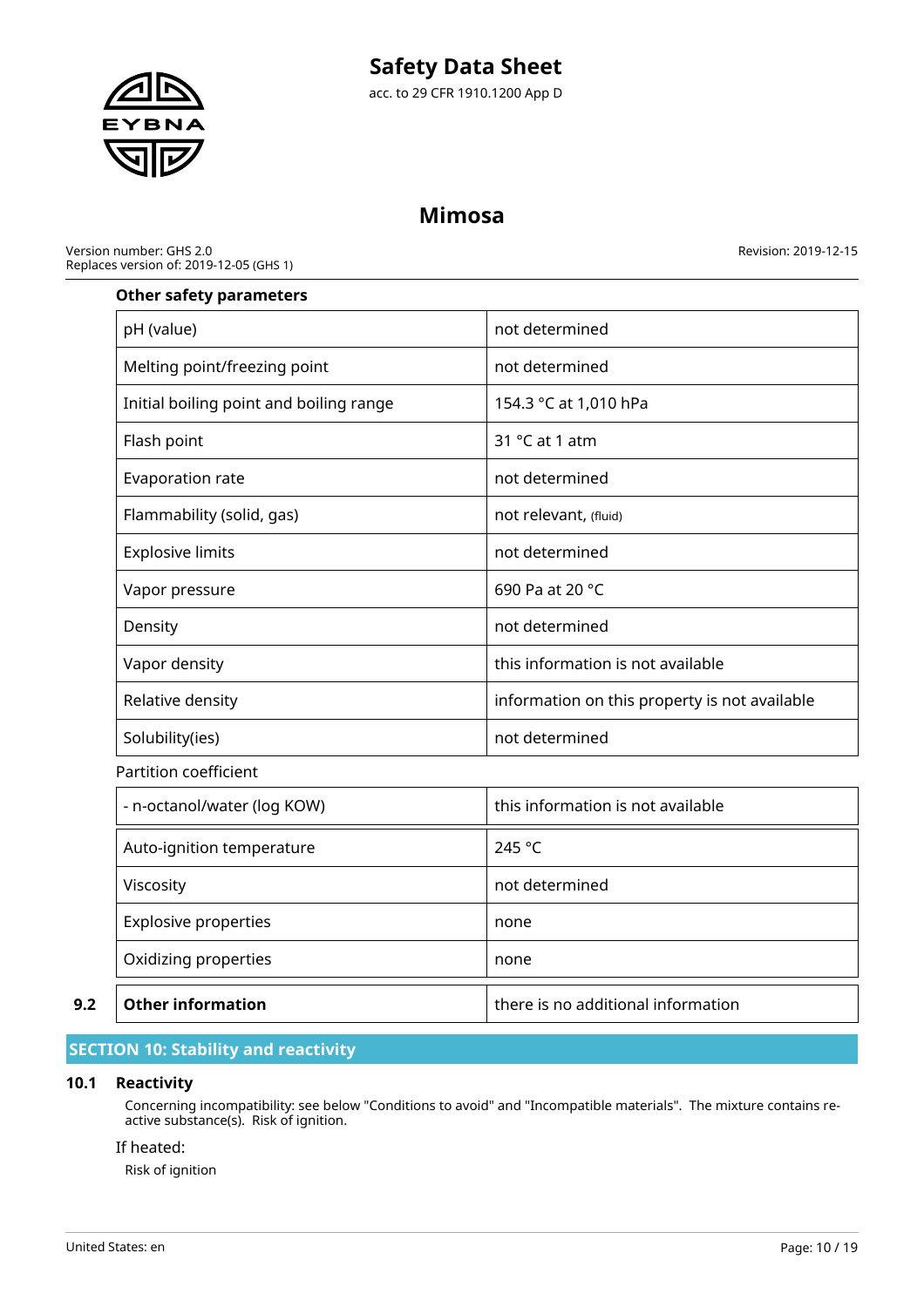#### Other safety parameters

| | |
|---|---|
| pH (value) | not determined |
| Melting point/freezing point | not determined |
| Initial boiling point and boiling range | 154.3 °C at 1,010 hPa |
| Flash point | 31 °C at 1 atm |
| Evaporation rate | not determined |
| Flammability (solid, gas) | not relevant, (fluid) |
| Explosive limits | not determined |
| Vapor pressure | 690 Pa at 20 °C |
| Density | not determined |
| Vapor density | this information is not available |
| Relative density | information on this property is not available |
| Solubility(ies) | not determined |

Partition coefficient

| | |
|---|---|
| - n-octanol/water (log KOW) | this information is not available |
| Auto-ignition temperature | 245 °C |
| Viscosity | not determined |
| Explosive properties | none |
| Oxidizing properties | none |

| | | |
|---|---|---|
| 9.2 | **Other information** | there is no additional information |

## SECTION 10: Stability and reactivity

### 10.1 Reactivity

Concerning incompatibility: see below "Conditions to avoid" and "Incompatible materials". The mixture contains reactive substance(s). Risk of ignition.

If heated:

Risk of ignition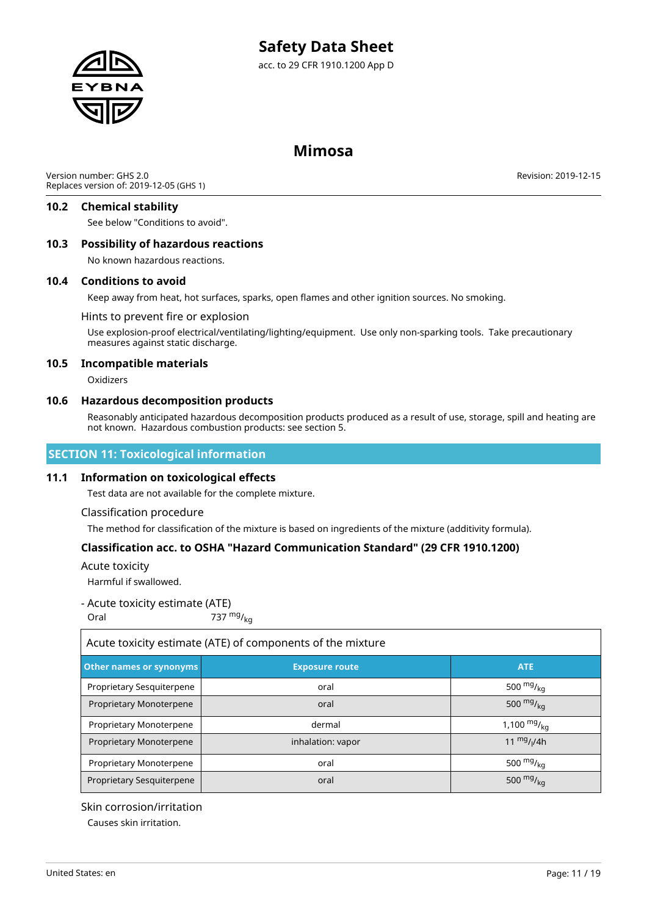### 10.2 Chemical stability

See below "Conditions to avoid".

### 10.3 Possibility of hazardous reactions

No known hazardous reactions.

### 10.4 Conditions to avoid

Keep away from heat, hot surfaces, sparks, open flames and other ignition sources. No smoking.

Hints to prevent fire or explosion

Use explosion-proof electrical/ventilating/lighting/equipment. Use only non-sparking tools. Take precautionary measures against static discharge.

### 10.5 Incompatible materials

Oxidizers

### 10.6 Hazardous decomposition products

Reasonably anticipated hazardous decomposition products produced as a result of use, storage, spill and heating are not known. Hazardous combustion products: see section 5.

## SECTION 11: Toxicological information

### 11.1 Information on toxicological effects

Test data are not available for the complete mixture.

Classification procedure

The method for classification of the mixture is based on ingredients of the mixture (additivity formula).

#### Classification acc. to OSHA "Hazard Communication Standard" (29 CFR 1910.1200)

Acute toxicity

Harmful if swallowed.

- Acute toxicity estimate (ATE)

Oral 737 $^{mg}/_{kg}$

Acute toxicity estimate (ATE) of components of the mixture

| Other names or synonyms | Exposure route | ATE |
|---|---|---|
| Proprietary Sesquiterpene | oral | 500 $^{mg}/_{kg}$ |
| Proprietary Monoterpene | oral | 500 $^{mg}/_{kg}$ |
| Proprietary Monoterpene | dermal | 1,100 $^{mg}/_{kg}$ |
| Proprietary Monoterpene | inhalation: vapor | 11 $^{mg}/_{l}$/4h |
| Proprietary Monoterpene | oral | 500 $^{mg}/_{kg}$ |
| Proprietary Sesquiterpene | oral | 500 $^{mg}/_{kg}$ |

Skin corrosion/irritation

Causes skin irritation.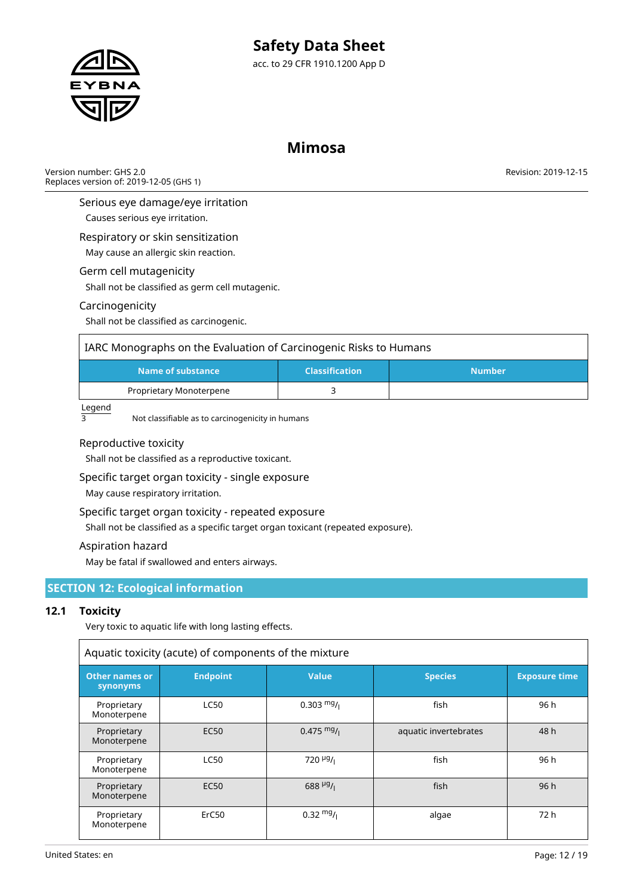### Serious eye damage/eye irritation

Causes serious eye irritation.

### Respiratory or skin sensitization

May cause an allergic skin reaction.

### Germ cell mutagenicity

Shall not be classified as germ cell mutagenic.

### Carcinogenicity

Shall not be classified as carcinogenic.

| IARC Monographs on the Evaluation of Carcinogenic Risks to Humans | | |
|---|---|---|
| **Name of substance** | **Classification** | **Number** |
| Proprietary Monoterpene | 3 | |

Legend

3 Not classifiable as to carcinogenicity in humans

### Reproductive toxicity

Shall not be classified as a reproductive toxicant.

### Specific target organ toxicity - single exposure

May cause respiratory irritation.

### Specific target organ toxicity - repeated exposure

Shall not be classified as a specific target organ toxicant (repeated exposure).

### Aspiration hazard

May be fatal if swallowed and enters airways.

## SECTION 12: Ecological information

### 12.1 Toxicity

Very toxic to aquatic life with long lasting effects.

| Aquatic toxicity (acute) of components of the mixture | | | | |
|---|---|---|---|---|
| **Other names or synonyms** | **Endpoint** | **Value** | **Species** | **Exposure time** |
| Proprietary Monoterpene | LC50 | 0.303 mg/l | fish | 96 h |
| Proprietary Monoterpene | EC50 | 0.475 mg/l | aquatic invertebrates | 48 h |
| Proprietary Monoterpene | LC50 | 720 µg/l | fish | 96 h |
| Proprietary Monoterpene | EC50 | 688 µg/l | fish | 96 h |
| Proprietary Monoterpene | ErC50 | 0.32 mg/l | algae | 72 h |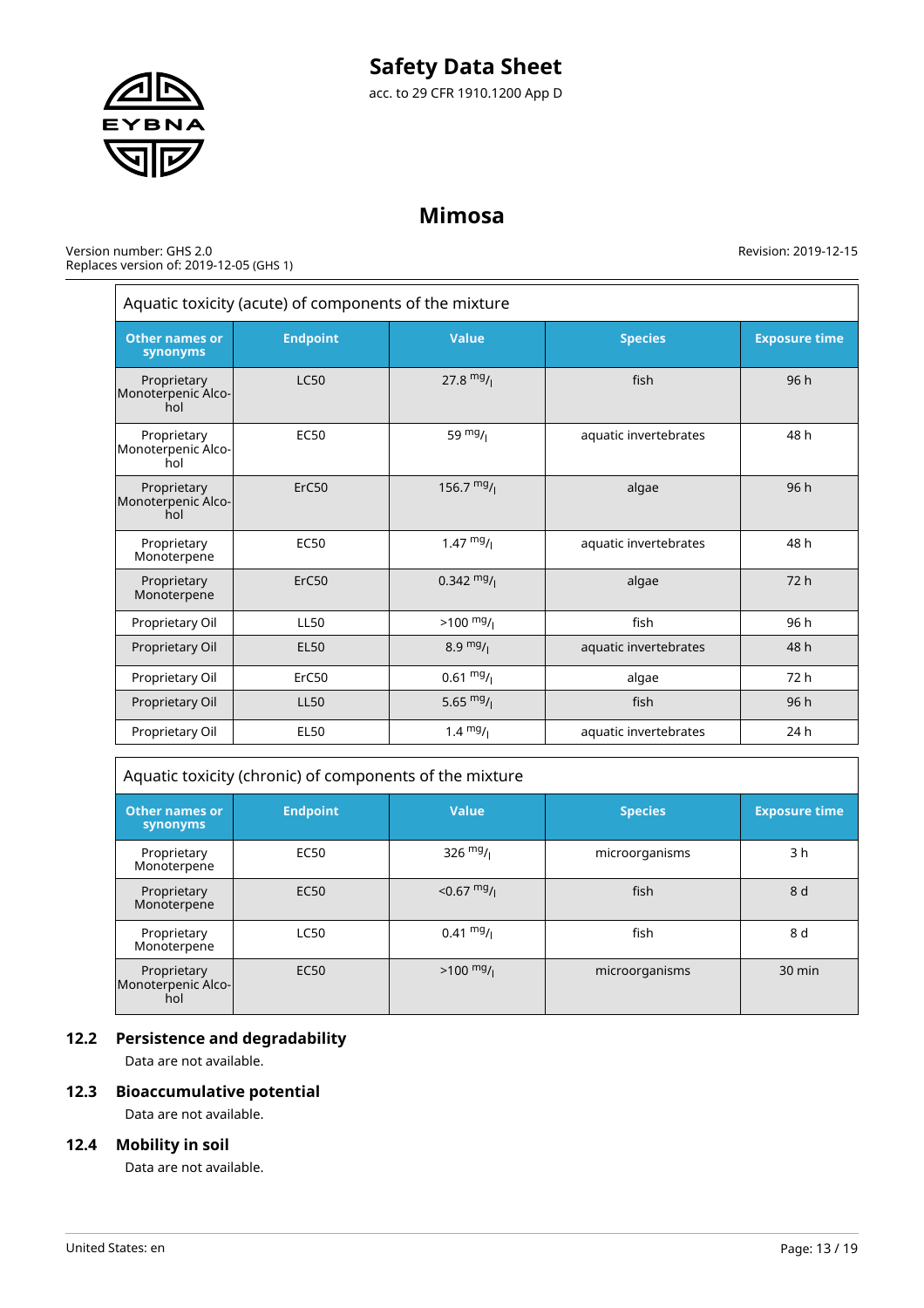| Aquatic toxicity (acute) of components of the mixture | | | | |
|---|---|---|---|---|
| **Other names or synonyms** | **Endpoint** | **Value** | **Species** | **Exposure time** |
| Proprietary Monoterpenic Alcohol | LC50 | 27.8 mg/l | fish | 96 h |
| Proprietary Monoterpenic Alcohol | EC50 | 59 mg/l | aquatic invertebrates | 48 h |
| Proprietary Monoterpenic Alcohol | ErC50 | 156.7 mg/l | algae | 96 h |
| Proprietary Monoterpene | EC50 | 1.47 mg/l | aquatic invertebrates | 48 h |
| Proprietary Monoterpene | ErC50 | 0.342 mg/l | algae | 72 h |
| Proprietary Oil | LL50 | >100 mg/l | fish | 96 h |
| Proprietary Oil | EL50 | 8.9 mg/l | aquatic invertebrates | 48 h |
| Proprietary Oil | ErC50 | 0.61 mg/l | algae | 72 h |
| Proprietary Oil | LL50 | 5.65 mg/l | fish | 96 h |
| Proprietary Oil | EL50 | 1.4 mg/l | aquatic invertebrates | 24 h |

| Aquatic toxicity (chronic) of components of the mixture | | | | |
|---|---|---|---|---|
| **Other names or synonyms** | **Endpoint** | **Value** | **Species** | **Exposure time** |
| Proprietary Monoterpene | EC50 | 326 mg/l | microorganisms | 3 h |
| Proprietary Monoterpene | EC50 | <0.67 mg/l | fish | 8 d |
| Proprietary Monoterpene | LC50 | 0.41 mg/l | fish | 8 d |
| Proprietary Monoterpenic Alcohol | EC50 | >100 mg/l | microorganisms | 30 min |

## 12.2 Persistence and degradability

Data are not available.

## 12.3 Bioaccumulative potential

Data are not available.

## 12.4 Mobility in soil

Data are not available.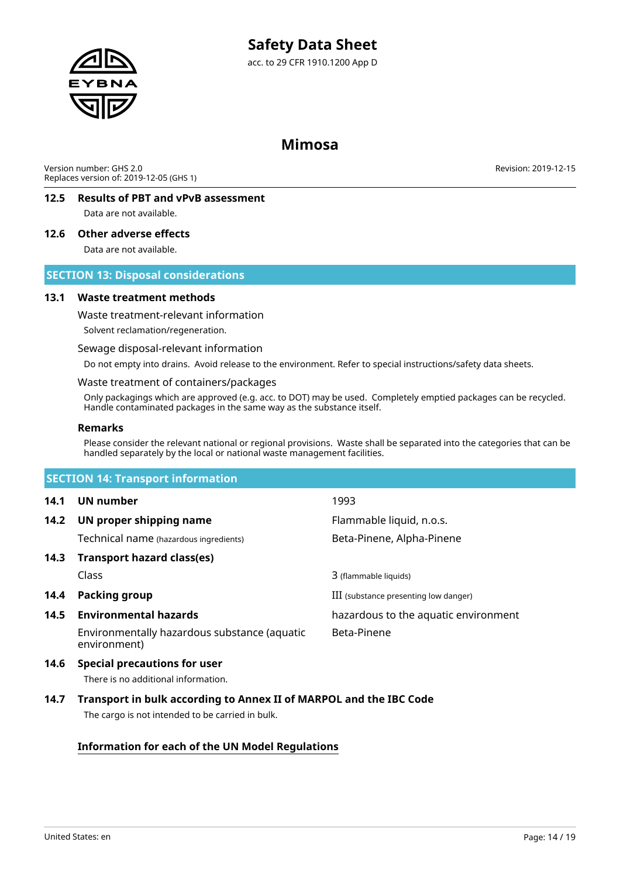### 12.5 Results of PBT and vPvB assessment

Data are not available.

### 12.6 Other adverse effects

Data are not available.

## SECTION 13: Disposal considerations

### 13.1 Waste treatment methods

Waste treatment-relevant information

Solvent reclamation/regeneration.

Sewage disposal-relevant information

Do not empty into drains. Avoid release to the environment. Refer to special instructions/safety data sheets.

Waste treatment of containers/packages

Only packagings which are approved (e.g. acc. to DOT) may be used. Completely emptied packages can be recycled. Handle contaminated packages in the same way as the substance itself.

**Remarks**

Please consider the relevant national or regional provisions. Waste shall be separated into the categories that can be handled separately by the local or national waste management facilities.

## SECTION 14: Transport information

| | | |
|---|---|---|
| **14.1** | **UN number** | 1993 |
| **14.2** | **UN proper shipping name** | Flammable liquid, n.o.s. |
| | Technical name (hazardous ingredients) | Beta-Pinene, Alpha-Pinene |
| **14.3** | **Transport hazard class(es)** | |
| | Class | 3 (flammable liquids) |
| **14.4** | **Packing group** | III (substance presenting low danger) |
| **14.5** | **Environmental hazards** | hazardous to the aquatic environment |
| | Environmentally hazardous substance (aquatic environment) | Beta-Pinene |

### 14.6 Special precautions for user

There is no additional information.

### 14.7 Transport in bulk according to Annex II of MARPOL and the IBC Code

The cargo is not intended to be carried in bulk.

**Information for each of the UN Model Regulations**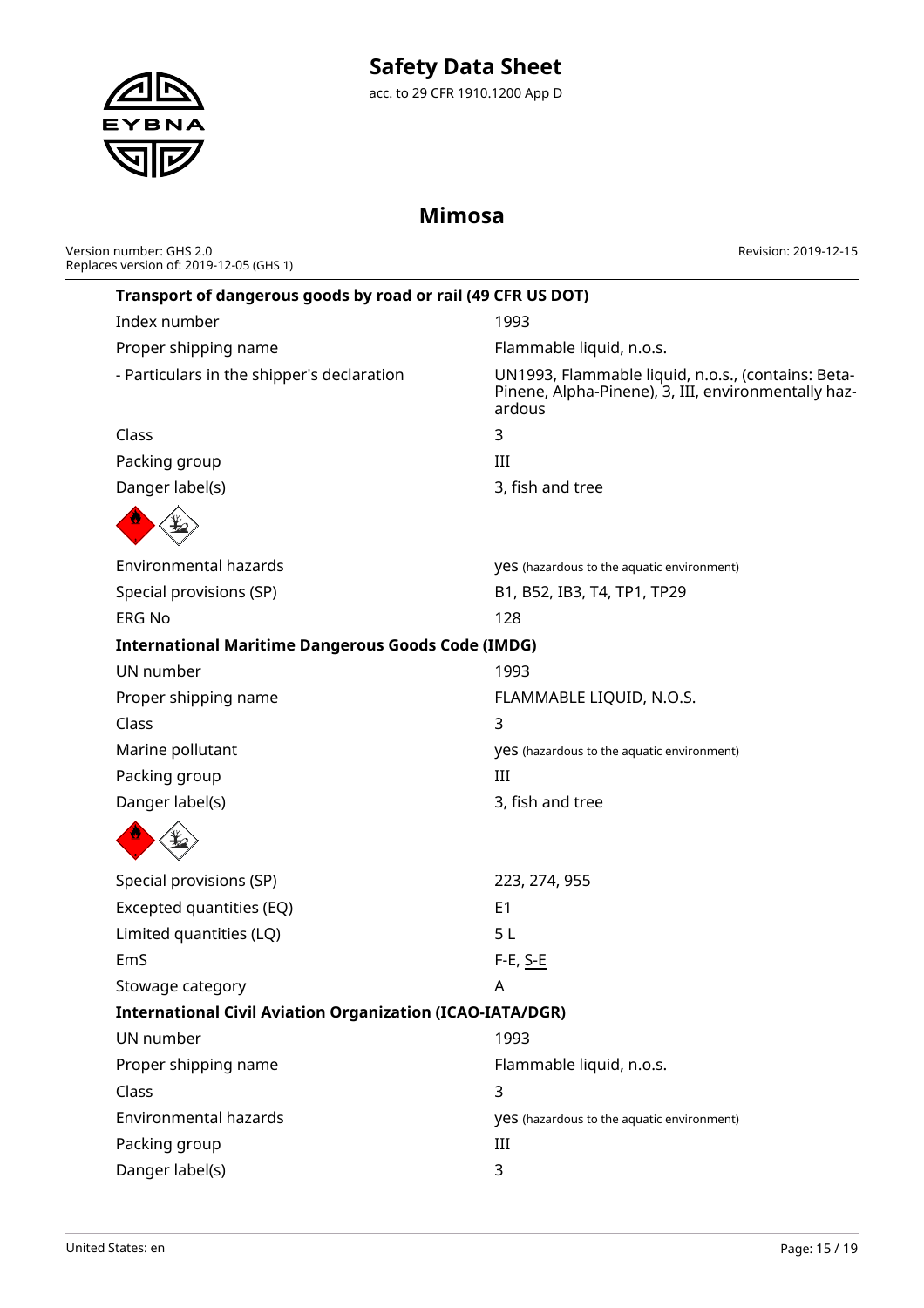**Transport of dangerous goods by road or rail (49 CFR US DOT)**

| | |
|---|---|
| Index number | 1993 |
| Proper shipping name | Flammable liquid, n.o.s. |
| - Particulars in the shipper's declaration | UN1993, Flammable liquid, n.o.s., (contains: Beta-Pinene, Alpha-Pinene), 3, III, environmentally hazardous |
| Class | 3 |
| Packing group | III |
| Danger label(s) | 3, fish and tree |
| Environmental hazards | yes (hazardous to the aquatic environment) |
| Special provisions (SP) | B1, B52, IB3, T4, TP1, TP29 |
| ERG No | 128 |

**International Maritime Dangerous Goods Code (IMDG)**

| | |
|---|---|
| UN number | 1993 |
| Proper shipping name | FLAMMABLE LIQUID, N.O.S. |
| Class | 3 |
| Marine pollutant | yes (hazardous to the aquatic environment) |
| Packing group | III |
| Danger label(s) | 3, fish and tree |
| Special provisions (SP) | 223, 274, 955 |
| Excepted quantities (EQ) | E1 |
| Limited quantities (LQ) | 5 L |
| EmS | F-E, S-E |
| Stowage category | A |

**International Civil Aviation Organization (ICAO-IATA/DGR)**

| | |
|---|---|
| UN number | 1993 |
| Proper shipping name | Flammable liquid, n.o.s. |
| Class | 3 |
| Environmental hazards | yes (hazardous to the aquatic environment) |
| Packing group | III |
| Danger label(s) | 3 |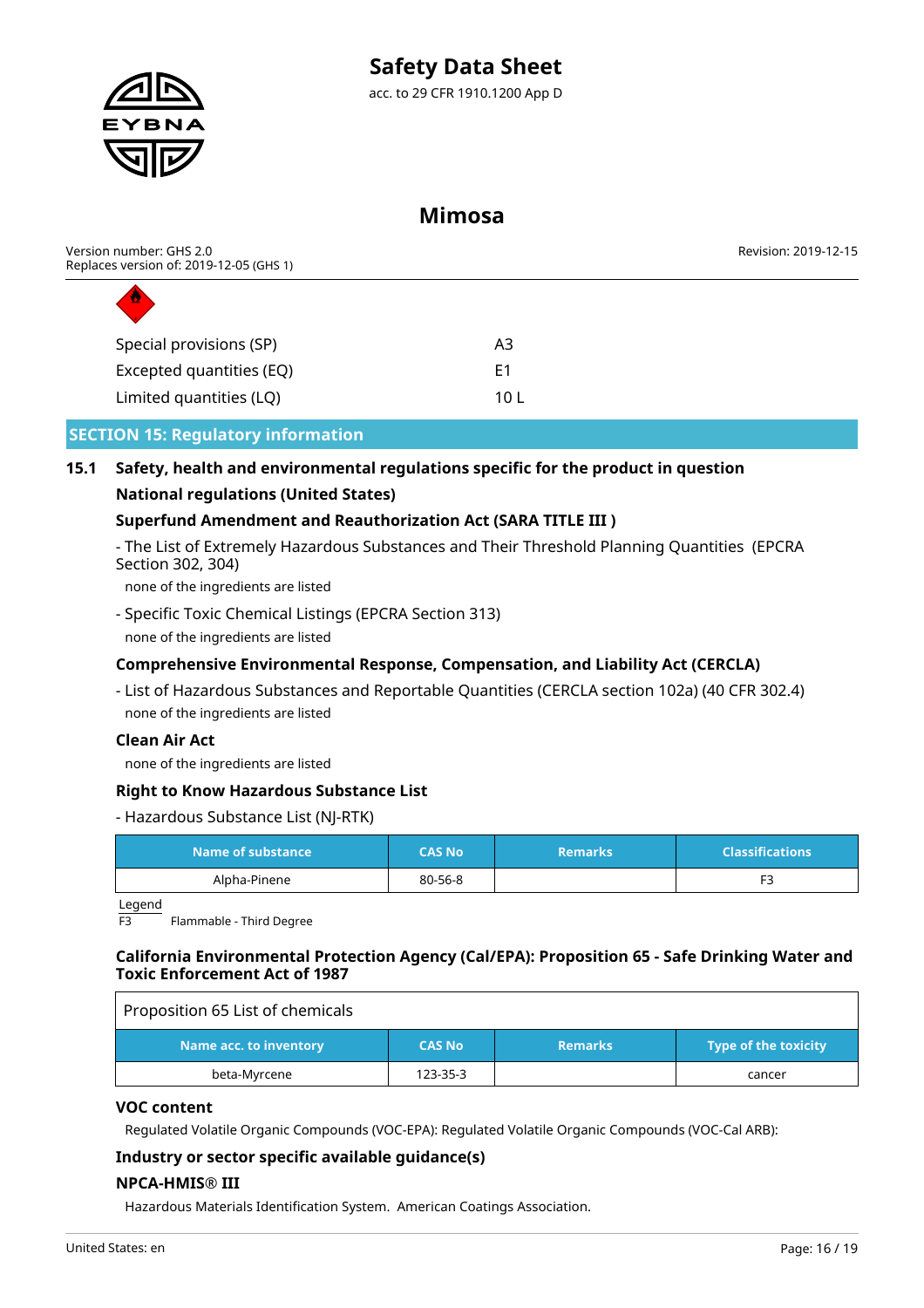| | |
|---|---|
| Special provisions (SP) | A3 |
| Excepted quantities (EQ) | E1 |
| Limited quantities (LQ) | 10 L |

## SECTION 15: Regulatory information

### 15.1 Safety, health and environmental regulations specific for the product in question

**National regulations (United States)**

**Superfund Amendment and Reauthorization Act (SARA TITLE III )**

- The List of Extremely Hazardous Substances and Their Threshold Planning Quantities (EPCRA Section 302, 304)

none of the ingredients are listed

- Specific Toxic Chemical Listings (EPCRA Section 313)

none of the ingredients are listed

**Comprehensive Environmental Response, Compensation, and Liability Act (CERCLA)**

- List of Hazardous Substances and Reportable Quantities (CERCLA section 102a) (40 CFR 302.4)

none of the ingredients are listed

**Clean Air Act**

none of the ingredients are listed

**Right to Know Hazardous Substance List**

- Hazardous Substance List (NJ-RTK)

| Name of substance | CAS No | Remarks | Classifications |
|---|---|---|---|
| Alpha-Pinene | 80-56-8 | | F3 |

Legend

F3 Flammable - Third Degree

**California Environmental Protection Agency (Cal/EPA): Proposition 65 - Safe Drinking Water and Toxic Enforcement Act of 1987**

| Proposition 65 List of chemicals | | | |
|---|---|---|---|
| **Name acc. to inventory** | **CAS No** | **Remarks** | **Type of the toxicity** |
| beta-Myrcene | 123-35-3 | | cancer |

**VOC content**

Regulated Volatile Organic Compounds (VOC-EPA): Regulated Volatile Organic Compounds (VOC-Cal ARB):

**Industry or sector specific available guidance(s)**

**NPCA-HMIS® III**

Hazardous Materials Identification System. American Coatings Association.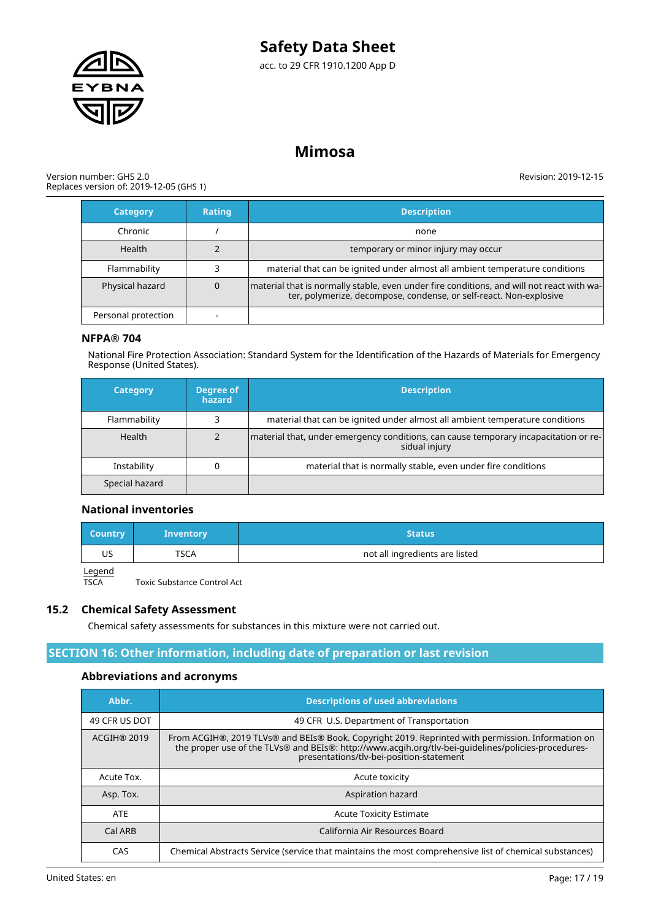| Category | Rating | Description |
|---|---|---|
| Chronic | / | none |
| Health | 2 | temporary or minor injury may occur |
| Flammability | 3 | material that can be ignited under almost all ambient temperature conditions |
| Physical hazard | 0 | material that is normally stable, even under fire conditions, and will not react with water, polymerize, decompose, condense, or self-react. Non-explosive |
| Personal protection | - | |

### NFPA® 704

National Fire Protection Association: Standard System for the Identification of the Hazards of Materials for Emergency Response (United States).

| Category | Degree of hazard | Description |
|---|---|---|
| Flammability | 3 | material that can be ignited under almost all ambient temperature conditions |
| Health | 2 | material that, under emergency conditions, can cause temporary incapacitation or residual injury |
| Instability | 0 | material that is normally stable, even under fire conditions |
| Special hazard | | |

### National inventories

| Country | Inventory | Status |
|---|---|---|
| US | TSCA | not all ingredients are listed |

Legend

TSCA Toxic Substance Control Act

## 15.2 Chemical Safety Assessment

Chemical safety assessments for substances in this mixture were not carried out.

## SECTION 16: Other information, including date of preparation or last revision

### Abbreviations and acronyms

| Abbr. | Descriptions of used abbreviations |
|---|---|
| 49 CFR US DOT | 49 CFR U.S. Department of Transportation |
| ACGIH® 2019 | From ACGIH®, 2019 TLVs® and BEIs® Book. Copyright 2019. Reprinted with permission. Information on the proper use of the TLVs® and BEIs®: http://www.acgih.org/tlv-bei-guidelines/policies-procedures-presentations/tlv-bei-position-statement |
| Acute Tox. | Acute toxicity |
| Asp. Tox. | Aspiration hazard |
| ATE | Acute Toxicity Estimate |
| Cal ARB | California Air Resources Board |
| CAS | Chemical Abstracts Service (service that maintains the most comprehensive list of chemical substances) |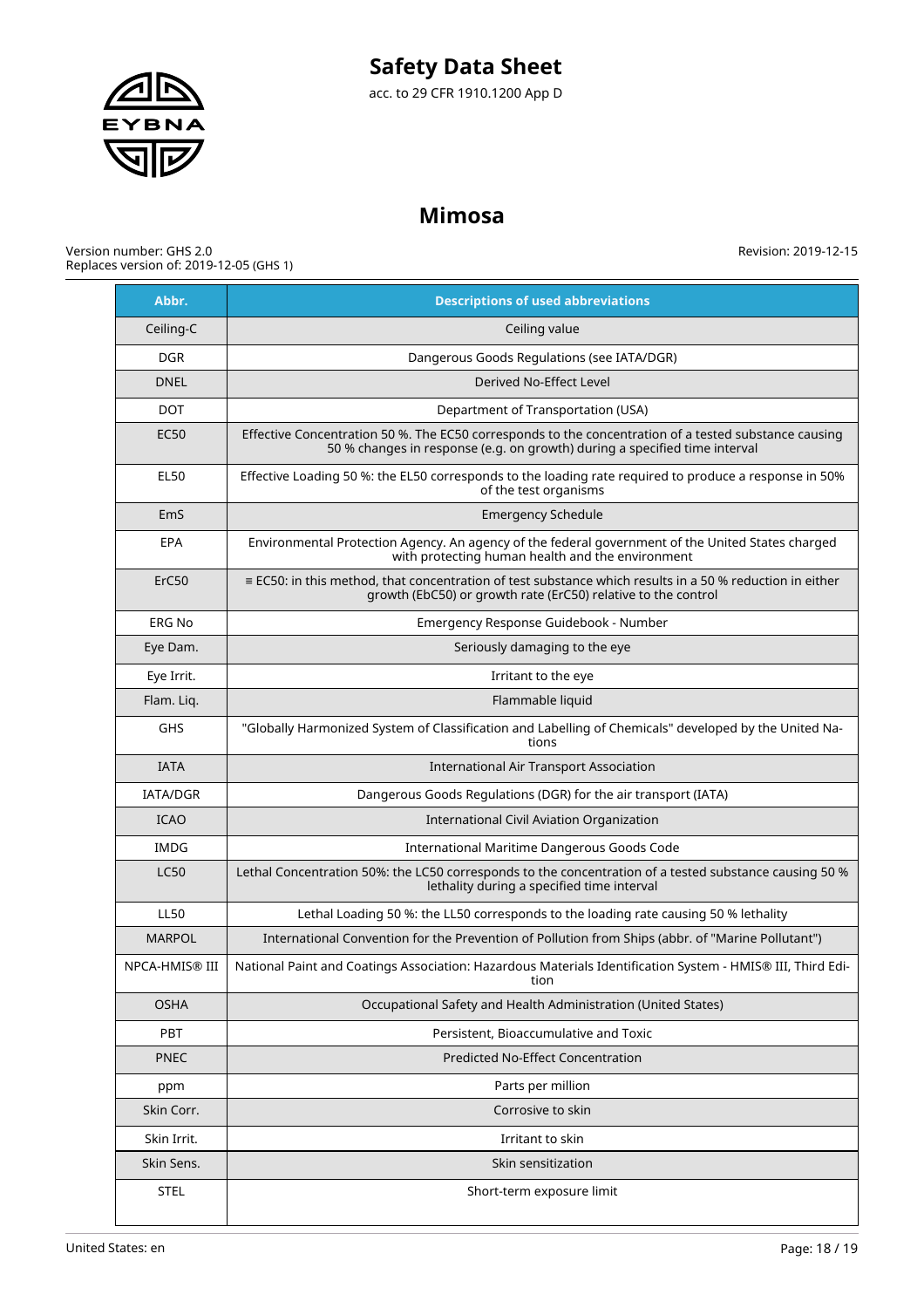| Abbr. | Descriptions of used abbreviations |
|---|---|
| Ceiling-C | Ceiling value |
| DGR | Dangerous Goods Regulations (see IATA/DGR) |
| DNEL | Derived No-Effect Level |
| DOT | Department of Transportation (USA) |
| EC50 | Effective Concentration 50 %. The EC50 corresponds to the concentration of a tested substance causing 50 % changes in response (e.g. on growth) during a specified time interval |
| EL50 | Effective Loading 50 %: the EL50 corresponds to the loading rate required to produce a response in 50% of the test organisms |
| EmS | Emergency Schedule |
| EPA | Environmental Protection Agency. An agency of the federal government of the United States charged with protecting human health and the environment |
| ErC50 | ≡ EC50: in this method, that concentration of test substance which results in a 50 % reduction in either growth (EbC50) or growth rate (ErC50) relative to the control |
| ERG No | Emergency Response Guidebook - Number |
| Eye Dam. | Seriously damaging to the eye |
| Eye Irrit. | Irritant to the eye |
| Flam. Liq. | Flammable liquid |
| GHS | "Globally Harmonized System of Classification and Labelling of Chemicals" developed by the United Nations |
| IATA | International Air Transport Association |
| IATA/DGR | Dangerous Goods Regulations (DGR) for the air transport (IATA) |
| ICAO | International Civil Aviation Organization |
| IMDG | International Maritime Dangerous Goods Code |
| LC50 | Lethal Concentration 50%: the LC50 corresponds to the concentration of a tested substance causing 50 % lethality during a specified time interval |
| LL50 | Lethal Loading 50 %: the LL50 corresponds to the loading rate causing 50 % lethality |
| MARPOL | International Convention for the Prevention of Pollution from Ships (abbr. of "Marine Pollutant") |
| NPCA-HMIS® III | National Paint and Coatings Association: Hazardous Materials Identification System - HMIS® III, Third Edition |
| OSHA | Occupational Safety and Health Administration (United States) |
| PBT | Persistent, Bioaccumulative and Toxic |
| PNEC | Predicted No-Effect Concentration |
| ppm | Parts per million |
| Skin Corr. | Corrosive to skin |
| Skin Irrit. | Irritant to skin |
| Skin Sens. | Skin sensitization |
| STEL | Short-term exposure limit |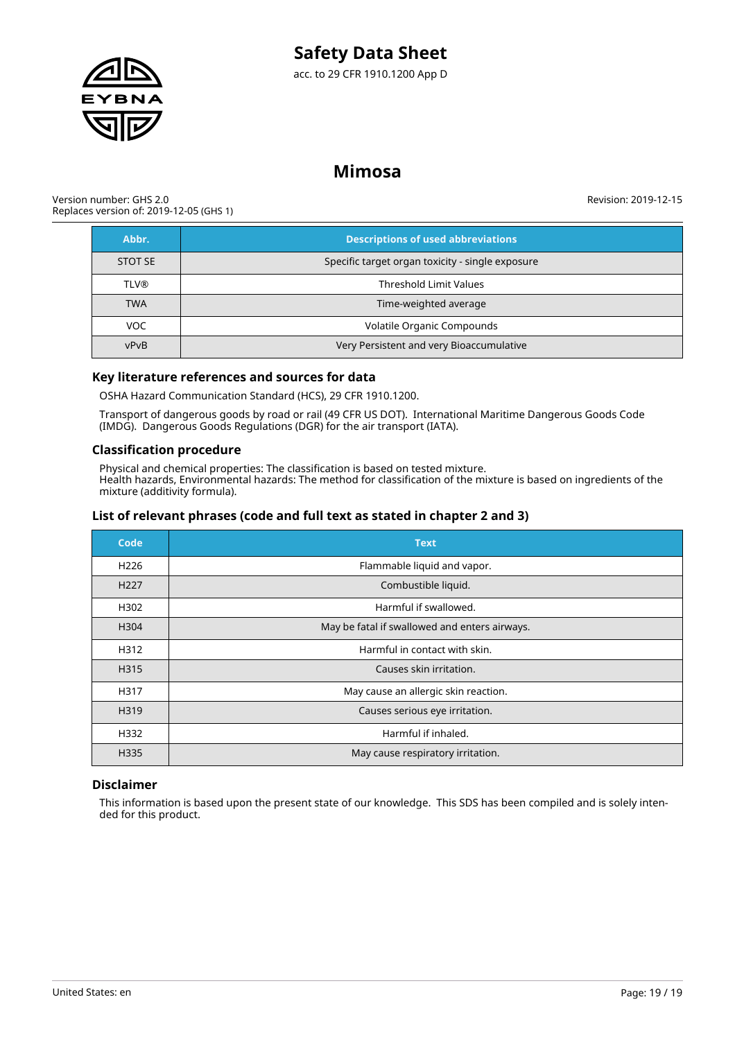| Abbr. | Descriptions of used abbreviations |
|---|---|
| STOT SE | Specific target organ toxicity - single exposure |
| TLV® | Threshold Limit Values |
| TWA | Time-weighted average |
| VOC | Volatile Organic Compounds |
| vPvB | Very Persistent and very Bioaccumulative |

### Key literature references and sources for data

OSHA Hazard Communication Standard (HCS), 29 CFR 1910.1200.

Transport of dangerous goods by road or rail (49 CFR US DOT). International Maritime Dangerous Goods Code (IMDG). Dangerous Goods Regulations (DGR) for the air transport (IATA).

### Classification procedure

Physical and chemical properties: The classification is based on tested mixture.
Health hazards, Environmental hazards: The method for classification of the mixture is based on ingredients of the mixture (additivity formula).

### List of relevant phrases (code and full text as stated in chapter 2 and 3)

| Code | Text |
|---|---|
| H226 | Flammable liquid and vapor. |
| H227 | Combustible liquid. |
| H302 | Harmful if swallowed. |
| H304 | May be fatal if swallowed and enters airways. |
| H312 | Harmful in contact with skin. |
| H315 | Causes skin irritation. |
| H317 | May cause an allergic skin reaction. |
| H319 | Causes serious eye irritation. |
| H332 | Harmful if inhaled. |
| H335 | May cause respiratory irritation. |

### Disclaimer

This information is based upon the present state of our knowledge. This SDS has been compiled and is solely intended for this product.